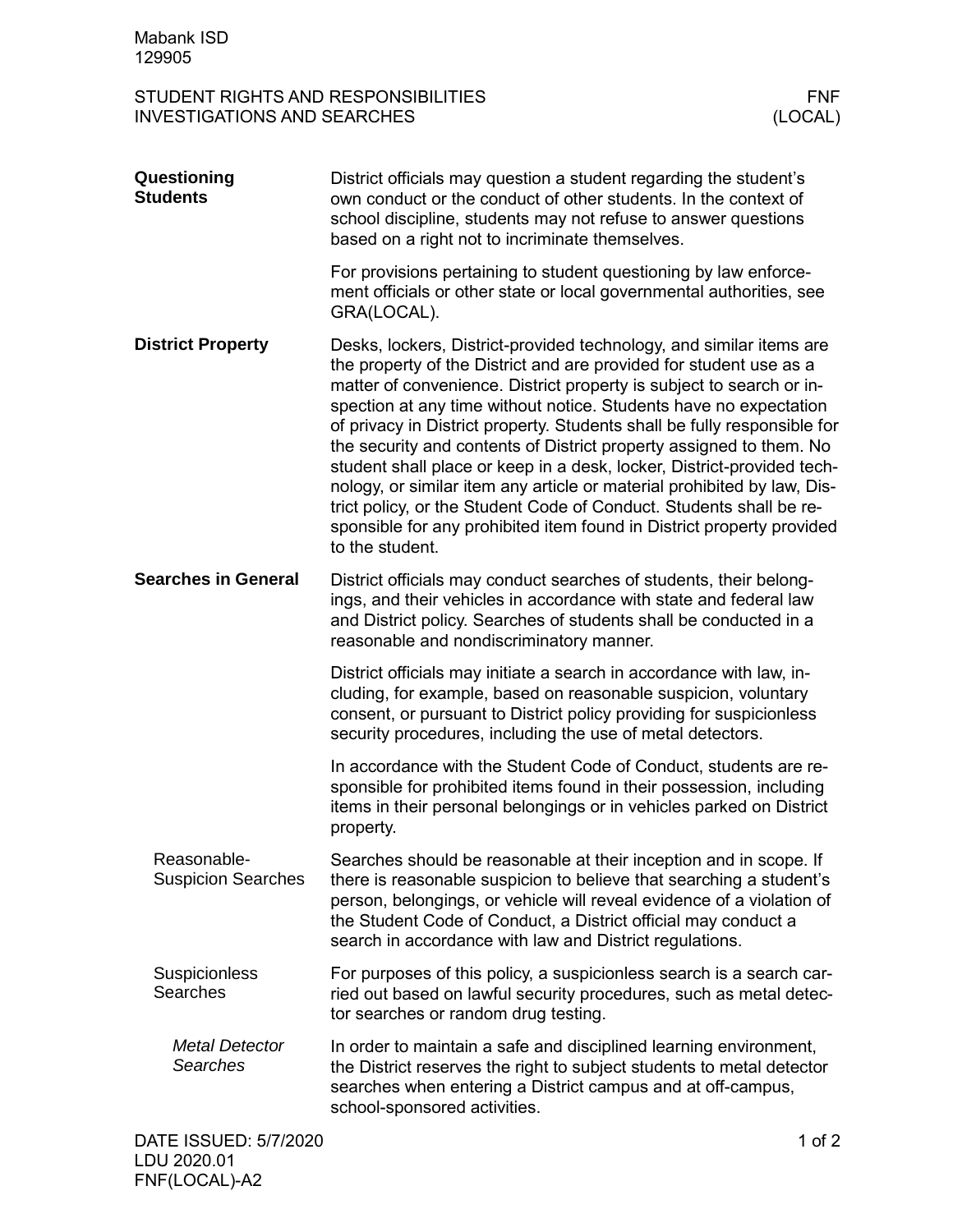Mabank ISD
129905

STUDENT RIGHTS AND RESPONSIBILITIES
INVESTIGATIONS AND SEARCHES

FNF
(LOCAL)

## Questioning Students

District officials may question a student regarding the student's own conduct or the conduct of other students. In the context of school discipline, students may not refuse to answer questions based on a right not to incriminate themselves.

For provisions pertaining to student questioning by law enforcement officials or other state or local governmental authorities, see GRA(LOCAL).

## District Property

Desks, lockers, District-provided technology, and similar items are the property of the District and are provided for student use as a matter of convenience. District property is subject to search or inspection at any time without notice. Students have no expectation of privacy in District property. Students shall be fully responsible for the security and contents of District property assigned to them. No student shall place or keep in a desk, locker, District-provided technology, or similar item any article or material prohibited by law, District policy, or the Student Code of Conduct. Students shall be responsible for any prohibited item found in District property provided to the student.

## Searches in General

District officials may conduct searches of students, their belongings, and their vehicles in accordance with state and federal law and District policy. Searches of students shall be conducted in a reasonable and nondiscriminatory manner.

District officials may initiate a search in accordance with law, including, for example, based on reasonable suspicion, voluntary consent, or pursuant to District policy providing for suspicionless security procedures, including the use of metal detectors.

In accordance with the Student Code of Conduct, students are responsible for prohibited items found in their possession, including items in their personal belongings or in vehicles parked on District property.

### Reasonable-Suspicion Searches

Searches should be reasonable at their inception and in scope. If there is reasonable suspicion to believe that searching a student's person, belongings, or vehicle will reveal evidence of a violation of the Student Code of Conduct, a District official may conduct a search in accordance with law and District regulations.

### Suspicionless Searches

For purposes of this policy, a suspicionless search is a search carried out based on lawful security procedures, such as metal detector searches or random drug testing.

#### *Metal Detector Searches*

In order to maintain a safe and disciplined learning environment, the District reserves the right to subject students to metal detector searches when entering a District campus and at off-campus, school-sponsored activities.

DATE ISSUED: 5/7/2020
LDU 2020.01
FNF(LOCAL)-A2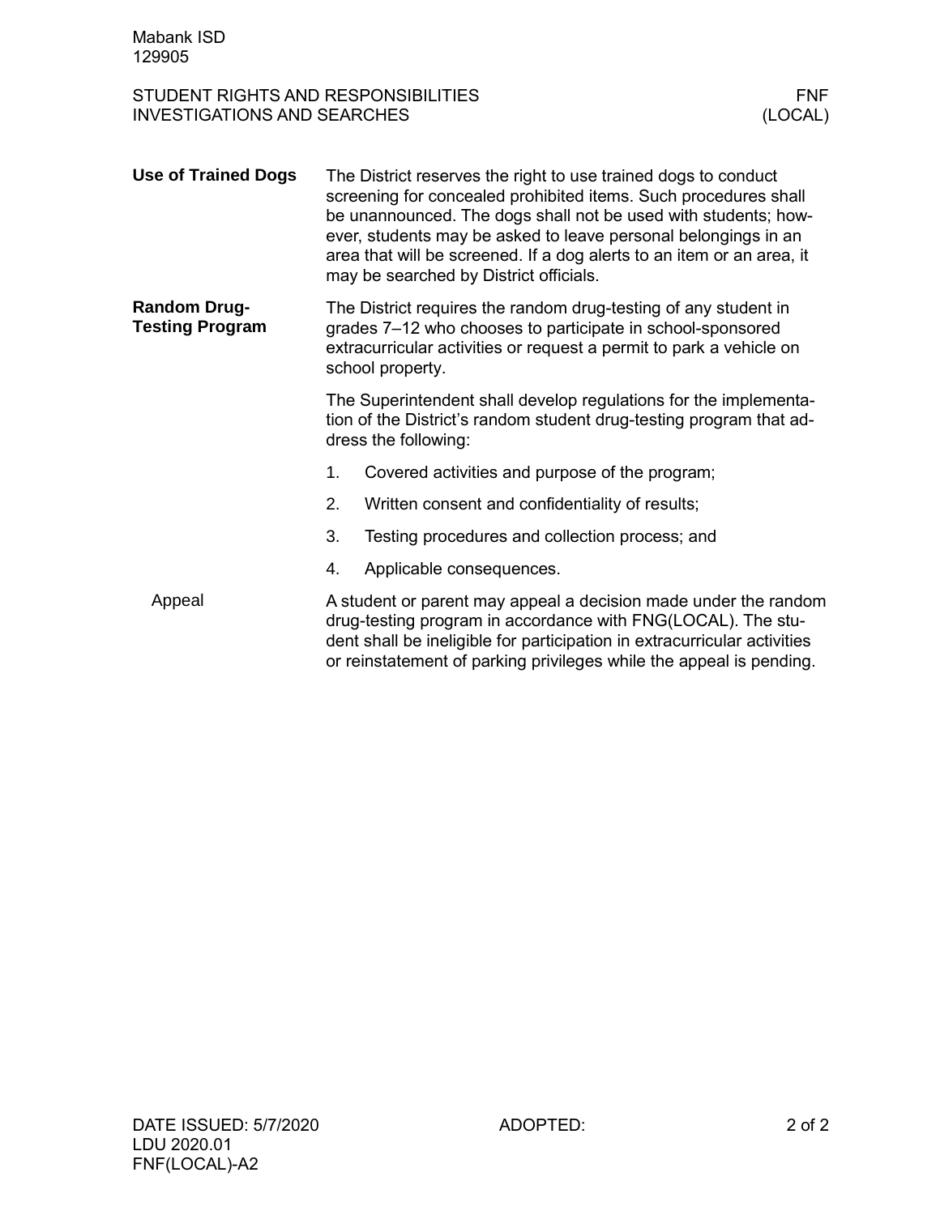## Use of Trained Dogs

The District reserves the right to use trained dogs to conduct screening for concealed prohibited items. Such procedures shall be unannounced. The dogs shall not be used with students; however, students may be asked to leave personal belongings in an area that will be screened. If a dog alerts to an item or an area, it may be searched by District officials.

## Random Drug-Testing Program

The District requires the random drug-testing of any student in grades 7–12 who chooses to participate in school-sponsored extracurricular activities or request a permit to park a vehicle on school property.

The Superintendent shall develop regulations for the implementation of the District's random student drug-testing program that address the following:

1. Covered activities and purpose of the program;
2. Written consent and confidentiality of results;
3. Testing procedures and collection process; and
4. Applicable consequences.

### Appeal

A student or parent may appeal a decision made under the random drug-testing program in accordance with FNG(LOCAL). The student shall be ineligible for participation in extracurricular activities or reinstatement of parking privileges while the appeal is pending.